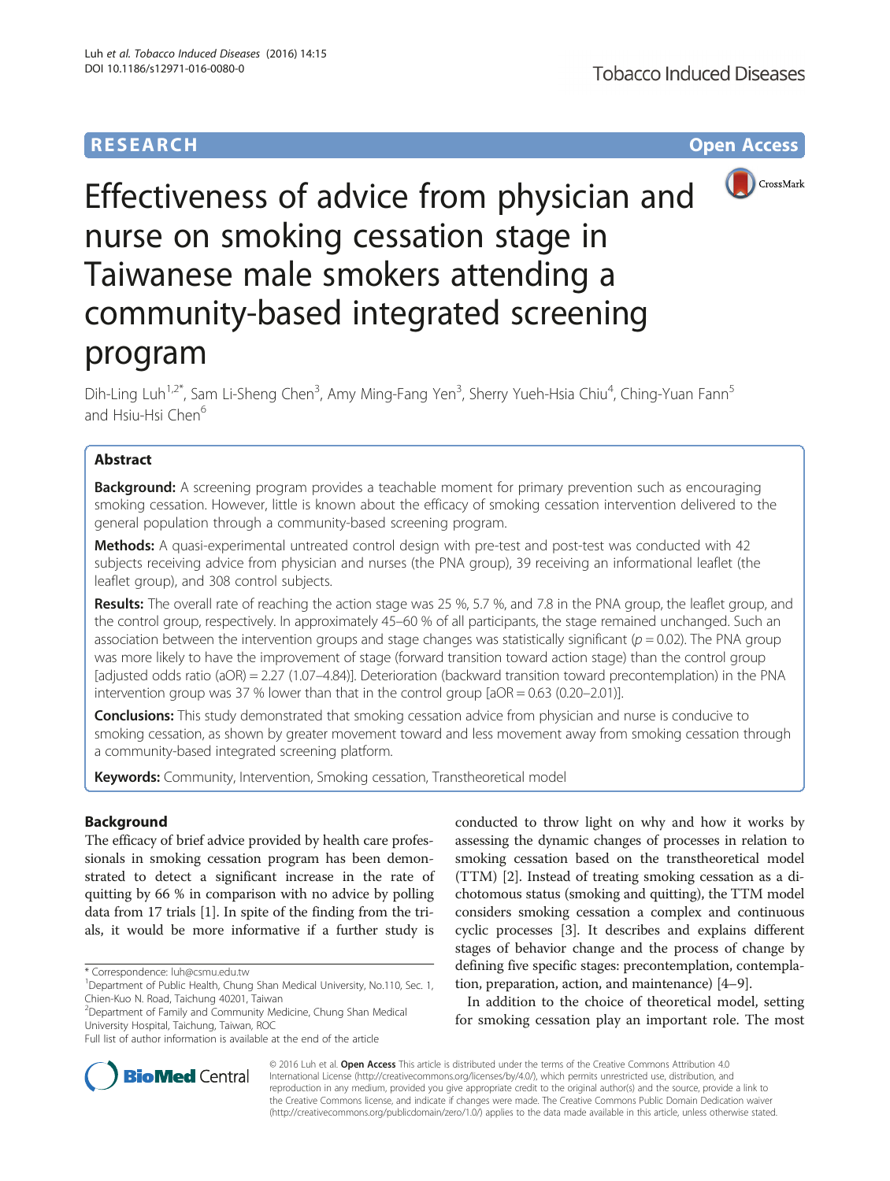**RESEARCH** **Open Access**

# Effectiveness of advice from physician and nurse on smoking cessation stage in Taiwanese male smokers attending a community-based integrated screening program

Dih-Ling Luh[1,2*], Sam Li-Sheng Chen[3], Amy Ming-Fang Yen[3], Sherry Yueh-Hsia Chiu[4], Ching-Yuan Fann[5] and Hsiu-Hsi Chen[6]

## Abstract

**Background:** A screening program provides a teachable moment for primary prevention such as encouraging smoking cessation. However, little is known about the efficacy of smoking cessation intervention delivered to the general population through a community-based screening program.

**Methods:** A quasi-experimental untreated control design with pre-test and post-test was conducted with 42 subjects receiving advice from physician and nurses (the PNA group), 39 receiving an informational leaflet (the leaflet group), and 308 control subjects.

**Results:** The overall rate of reaching the action stage was 25 %, 5.7 %, and 7.8 in the PNA group, the leaflet group, and the control group, respectively. In approximately 45–60 % of all participants, the stage remained unchanged. Such an association between the intervention groups and stage changes was statistically significant ($p = 0.02$). The PNA group was more likely to have the improvement of stage (forward transition toward action stage) than the control group [adjusted odds ratio (aOR) = 2.27 (1.07–4.84)]. Deterioration (backward transition toward precontemplation) in the PNA intervention group was 37 % lower than that in the control group [aOR = 0.63 (0.20–2.01)].

**Conclusions:** This study demonstrated that smoking cessation advice from physician and nurse is conducive to smoking cessation, as shown by greater movement toward and less movement away from smoking cessation through a community-based integrated screening platform.

**Keywords:** Community, Intervention, Smoking cessation, Transtheoretical model

## Background

The efficacy of brief advice provided by health care professionals in smoking cessation program has been demonstrated to detect a significant increase in the rate of quitting by 66 % in comparison with no advice by polling data from 17 trials [1]. In spite of the finding from the trials, it would be more informative if a further study is conducted to throw light on why and how it works by assessing the dynamic changes of processes in relation to smoking cessation based on the transtheoretical model (TTM) [2]. Instead of treating smoking cessation as a dichotomous status (smoking and quitting), the TTM model considers smoking cessation a complex and continuous cyclic processes [3]. It describes and explains different stages of behavior change and the process of change by defining five specific stages: precontemplation, contemplation, preparation, action, and maintenance) [4–9].

In addition to the choice of theoretical model, setting for smoking cessation play an important role. The most

* Correspondence: luh@csmu.edu.tw
[1]Department of Public Health, Chung Shan Medical University, No.110, Sec. 1, Chien-Kuo N. Road, Taichung 40201, Taiwan
[2]Department of Family and Community Medicine, Chung Shan Medical University Hospital, Taichung, Taiwan, ROC
Full list of author information is available at the end of the article

© 2016 Luh et al. **Open Access** This article is distributed under the terms of the Creative Commons Attribution 4.0 International License (http://creativecommons.org/licenses/by/4.0/), which permits unrestricted use, distribution, and reproduction in any medium, provided you give appropriate credit to the original author(s) and the source, provide a link to the Creative Commons license, and indicate if changes were made. The Creative Commons Public Domain Dedication waiver (http://creativecommons.org/publicdomain/zero/1.0/) applies to the data made available in this article, unless otherwise stated.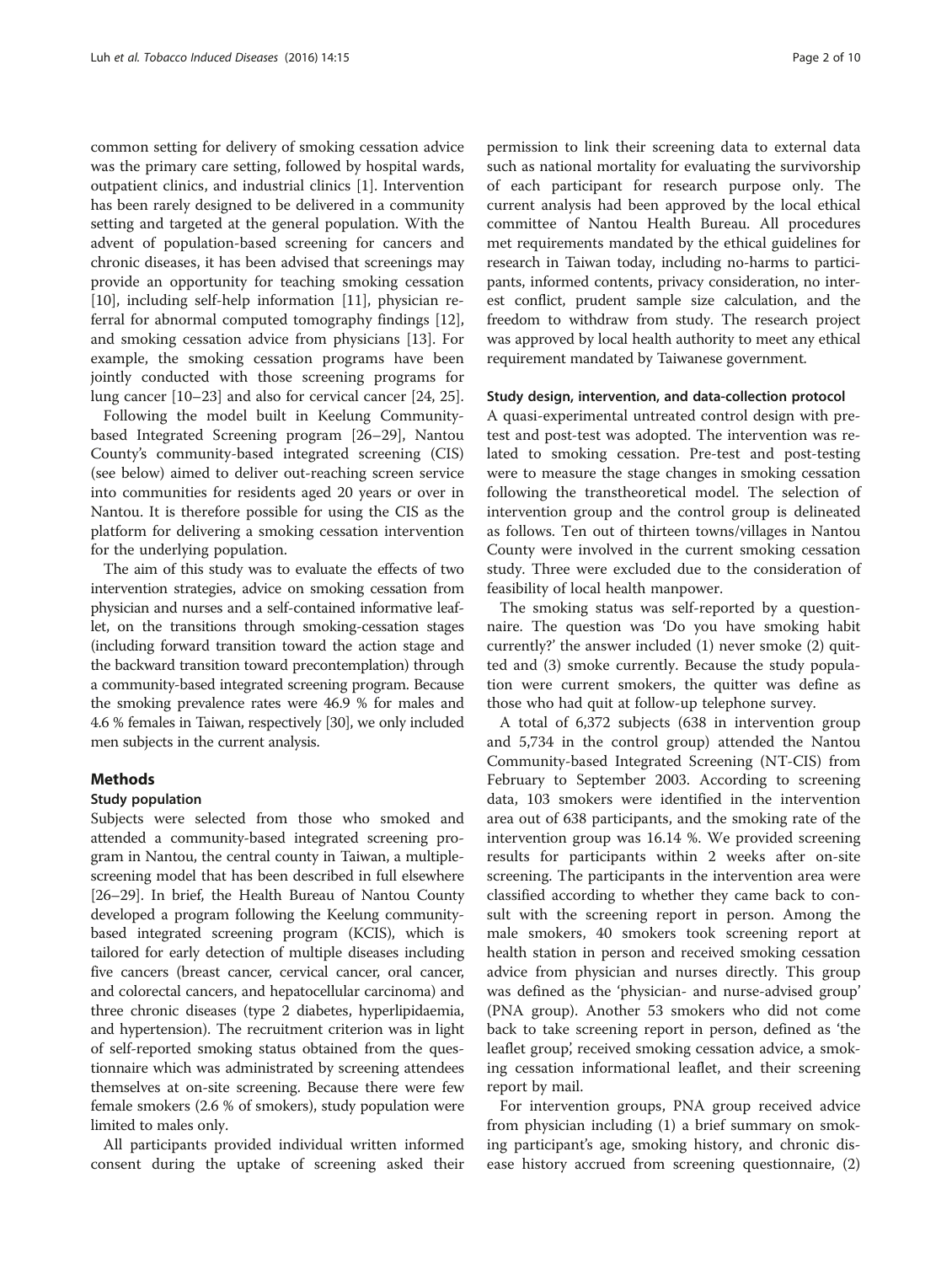common setting for delivery of smoking cessation advice was the primary care setting, followed by hospital wards, outpatient clinics, and industrial clinics [1]. Intervention has been rarely designed to be delivered in a community setting and targeted at the general population. With the advent of population-based screening for cancers and chronic diseases, it has been advised that screenings may provide an opportunity for teaching smoking cessation [10], including self-help information [11], physician referral for abnormal computed tomography findings [12], and smoking cessation advice from physicians [13]. For example, the smoking cessation programs have been jointly conducted with those screening programs for lung cancer [10–23] and also for cervical cancer [24, 25].

Following the model built in Keelung Community-based Integrated Screening program [26–29], Nantou County's community-based integrated screening (CIS) (see below) aimed to deliver out-reaching screen service into communities for residents aged 20 years or over in Nantou. It is therefore possible for using the CIS as the platform for delivering a smoking cessation intervention for the underlying population.

The aim of this study was to evaluate the effects of two intervention strategies, advice on smoking cessation from physician and nurses and a self-contained informative leaflet, on the transitions through smoking-cessation stages (including forward transition toward the action stage and the backward transition toward precontemplation) through a community-based integrated screening program. Because the smoking prevalence rates were 46.9 % for males and 4.6 % females in Taiwan, respectively [30], we only included men subjects in the current analysis.

## Methods

### Study population

Subjects were selected from those who smoked and attended a community-based integrated screening program in Nantou, the central county in Taiwan, a multiple-screening model that has been described in full elsewhere [26–29]. In brief, the Health Bureau of Nantou County developed a program following the Keelung community-based integrated screening program (KCIS), which is tailored for early detection of multiple diseases including five cancers (breast cancer, cervical cancer, oral cancer, and colorectal cancers, and hepatocellular carcinoma) and three chronic diseases (type 2 diabetes, hyperlipidaemia, and hypertension). The recruitment criterion was in light of self-reported smoking status obtained from the questionnaire which was administrated by screening attendees themselves at on-site screening. Because there were few female smokers (2.6 % of smokers), study population were limited to males only.

All participants provided individual written informed consent during the uptake of screening asked their permission to link their screening data to external data such as national mortality for evaluating the survivorship of each participant for research purpose only. The current analysis had been approved by the local ethical committee of Nantou Health Bureau. All procedures met requirements mandated by the ethical guidelines for research in Taiwan today, including no-harms to participants, informed contents, privacy consideration, no interest conflict, prudent sample size calculation, and the freedom to withdraw from study. The research project was approved by local health authority to meet any ethical requirement mandated by Taiwanese government.

### Study design, intervention, and data-collection protocol

A quasi-experimental untreated control design with pre-test and post-test was adopted. The intervention was related to smoking cessation. Pre-test and post-testing were to measure the stage changes in smoking cessation following the transtheoretical model. The selection of intervention group and the control group is delineated as follows. Ten out of thirteen towns/villages in Nantou County were involved in the current smoking cessation study. Three were excluded due to the consideration of feasibility of local health manpower.

The smoking status was self-reported by a questionnaire. The question was 'Do you have smoking habit currently?' the answer included (1) never smoke (2) quitted and (3) smoke currently. Because the study population were current smokers, the quitter was define as those who had quit at follow-up telephone survey.

A total of 6,372 subjects (638 in intervention group and 5,734 in the control group) attended the Nantou Community-based Integrated Screening (NT-CIS) from February to September 2003. According to screening data, 103 smokers were identified in the intervention area out of 638 participants, and the smoking rate of the intervention group was 16.14 %. We provided screening results for participants within 2 weeks after on-site screening. The participants in the intervention area were classified according to whether they came back to consult with the screening report in person. Among the male smokers, 40 smokers took screening report at health station in person and received smoking cessation advice from physician and nurses directly. This group was defined as the 'physician- and nurse-advised group' (PNA group). Another 53 smokers who did not come back to take screening report in person, defined as 'the leaflet group', received smoking cessation advice, a smoking cessation informational leaflet, and their screening report by mail.

For intervention groups, PNA group received advice from physician including (1) a brief summary on smoking participant's age, smoking history, and chronic disease history accrued from screening questionnaire, (2)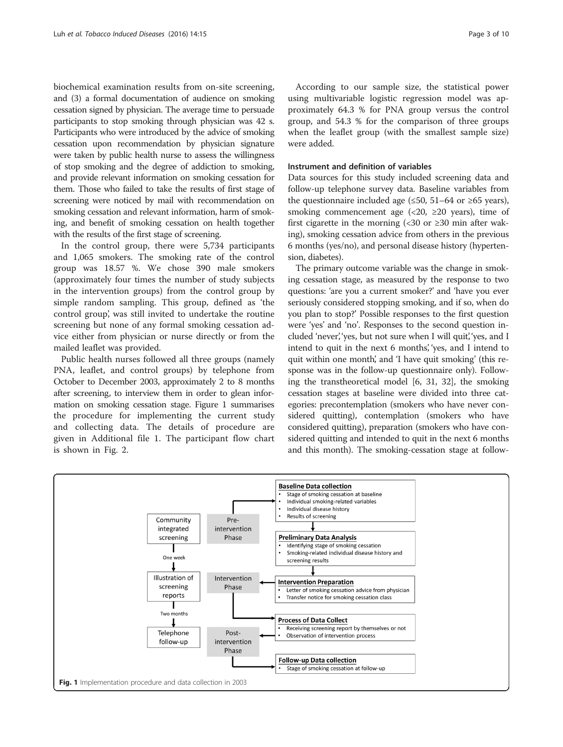biochemical examination results from on-site screening, and (3) a formal documentation of audience on smoking cessation signed by physician. The average time to persuade participants to stop smoking through physician was 42 s. Participants who were introduced by the advice of smoking cessation upon recommendation by physician signature were taken by public health nurse to assess the willingness of stop smoking and the degree of addiction to smoking, and provide relevant information on smoking cessation for them. Those who failed to take the results of first stage of screening were noticed by mail with recommendation on smoking cessation and relevant information, harm of smoking, and benefit of smoking cessation on health together with the results of the first stage of screening.

In the control group, there were 5,734 participants and 1,065 smokers. The smoking rate of the control group was 18.57 %. We chose 390 male smokers (approximately four times the number of study subjects in the intervention groups) from the control group by simple random sampling. This group, defined as 'the control group', was still invited to undertake the routine screening but none of any formal smoking cessation advice either from physician or nurse directly or from the mailed leaflet was provided.

Public health nurses followed all three groups (namely PNA, leaflet, and control groups) by telephone from October to December 2003, approximately 2 to 8 months after screening, to interview them in order to glean information on smoking cessation stage. Figure 1 summarises the procedure for implementing the current study and collecting data. The details of procedure are given in Additional file 1. The participant flow chart is shown in Fig. 2.

According to our sample size, the statistical power using multivariable logistic regression model was approximately 64.3 % for PNA group versus the control group, and 54.3 % for the comparison of three groups when the leaflet group (with the smallest sample size) were added.

### Instrument and definition of variables

Data sources for this study included screening data and follow-up telephone survey data. Baseline variables from the questionnaire included age (≤50, 51–64 or ≥65 years), smoking commencement age (<20, ≥20 years), time of first cigarette in the morning (<30 or ≥30 min after waking), smoking cessation advice from others in the previous 6 months (yes/no), and personal disease history (hypertension, diabetes).

The primary outcome variable was the change in smoking cessation stage, as measured by the response to two questions: 'are you a current smoker?' and 'have you ever seriously considered stopping smoking, and if so, when do you plan to stop?' Possible responses to the first question were 'yes' and 'no'. Responses to the second question included 'never', 'yes, but not sure when I will quit', 'yes, and I intend to quit in the next 6 months', 'yes, and I intend to quit within one month', and 'I have quit smoking' (this response was in the follow-up questionnaire only). Following the transtheoretical model [6, 31, 32], the smoking cessation stages at baseline were divided into three categories: precontemplation (smokers who have never considered quitting), contemplation (smokers who have considered quitting), preparation (smokers who have considered quitting and intended to quit in the next 6 months and this month). The smoking-cessation stage at follow-

Community integrated screening → (One week) → Illustration of screening reports → (Two months) → Telephone follow-up

Pre-intervention Phase:
**Baseline Data collection**
- Stage of smoking cessation at baseline
- Individual smoking-related variables
- Individual disease history
- Results of screening

**Preliminary Data Analysis**
- Identifying stage of smoking cessation
- Smoking-related individual disease history and screening results

Intervention Phase:
**Intervention Preparation**
- Letter of smoking cessation advice from physician
- Transfer notice for smoking cessation class

**Process of Data Collect**
- Receiving screening report by themselves or not
- Observation of intervention process

Post-intervention Phase:
**Follow-up Data collection**
- Stage of smoking cessation at follow-up

**Fig. 1** Implementation procedure and data collection in 2003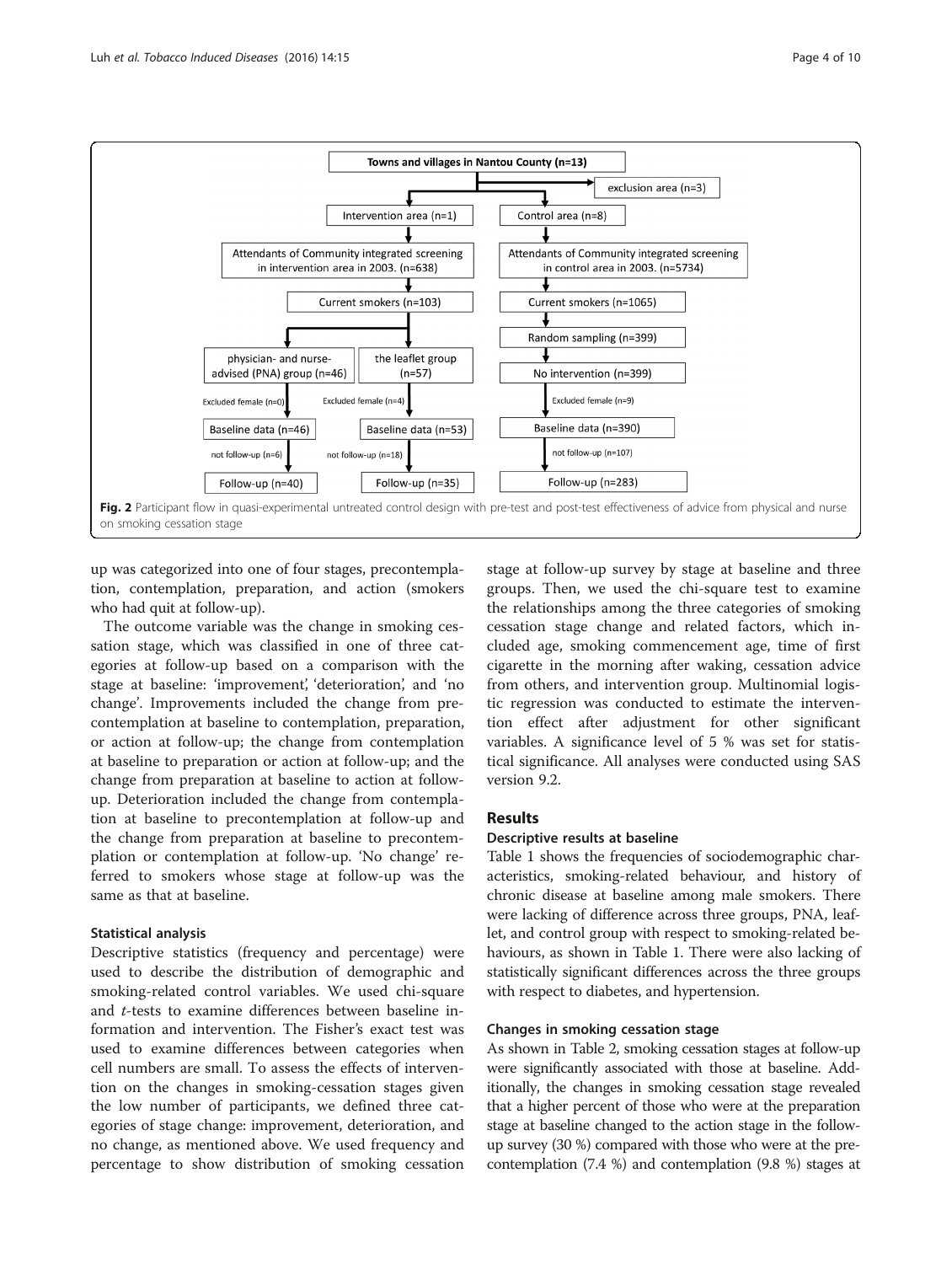Fig. 2 Participant flow in quasi-experimental untreated control design with pre-test and post-test effectiveness of advice from physical and nurse on smoking cessation stage

up was categorized into one of four stages, precontemplation, contemplation, preparation, and action (smokers who had quit at follow-up).

The outcome variable was the change in smoking cessation stage, which was classified in one of three categories at follow-up based on a comparison with the stage at baseline: 'improvement', 'deterioration', and 'no change'. Improvements included the change from precontemplation at baseline to contemplation, preparation, or action at follow-up; the change from contemplation at baseline to preparation or action at follow-up; and the change from preparation at baseline to action at follow-up. Deterioration included the change from contemplation at baseline to precontemplation at follow-up and the change from preparation at baseline to precontemplation or contemplation at follow-up. 'No change' referred to smokers whose stage at follow-up was the same as that at baseline.

### Statistical analysis

Descriptive statistics (frequency and percentage) were used to describe the distribution of demographic and smoking-related control variables. We used chi-square and *t*-tests to examine differences between baseline information and intervention. The Fisher's exact test was used to examine differences between categories when cell numbers are small. To assess the effects of intervention on the changes in smoking-cessation stages given the low number of participants, we defined three categories of stage change: improvement, deterioration, and no change, as mentioned above. We used frequency and percentage to show distribution of smoking cessation stage at follow-up survey by stage at baseline and three groups. Then, we used the chi-square test to examine the relationships among the three categories of smoking cessation stage change and related factors, which included age, smoking commencement age, time of first cigarette in the morning after waking, cessation advice from others, and intervention group. Multinomial logistic regression was conducted to estimate the intervention effect after adjustment for other significant variables. A significance level of 5 % was set for statistical significance. All analyses were conducted using SAS version 9.2.

## Results

### Descriptive results at baseline

Table 1 shows the frequencies of sociodemographic characteristics, smoking-related behaviour, and history of chronic disease at baseline among male smokers. There were lacking of difference across three groups, PNA, leaflet, and control group with respect to smoking-related behaviours, as shown in Table 1. There were also lacking of statistically significant differences across the three groups with respect to diabetes, and hypertension.

### Changes in smoking cessation stage

As shown in Table 2, smoking cessation stages at follow-up were significantly associated with those at baseline. Additionally, the changes in smoking cessation stage revealed that a higher percent of those who were at the preparation stage at baseline changed to the action stage in the follow-up survey (30 %) compared with those who were at the precontemplation (7.4 %) and contemplation (9.8 %) stages at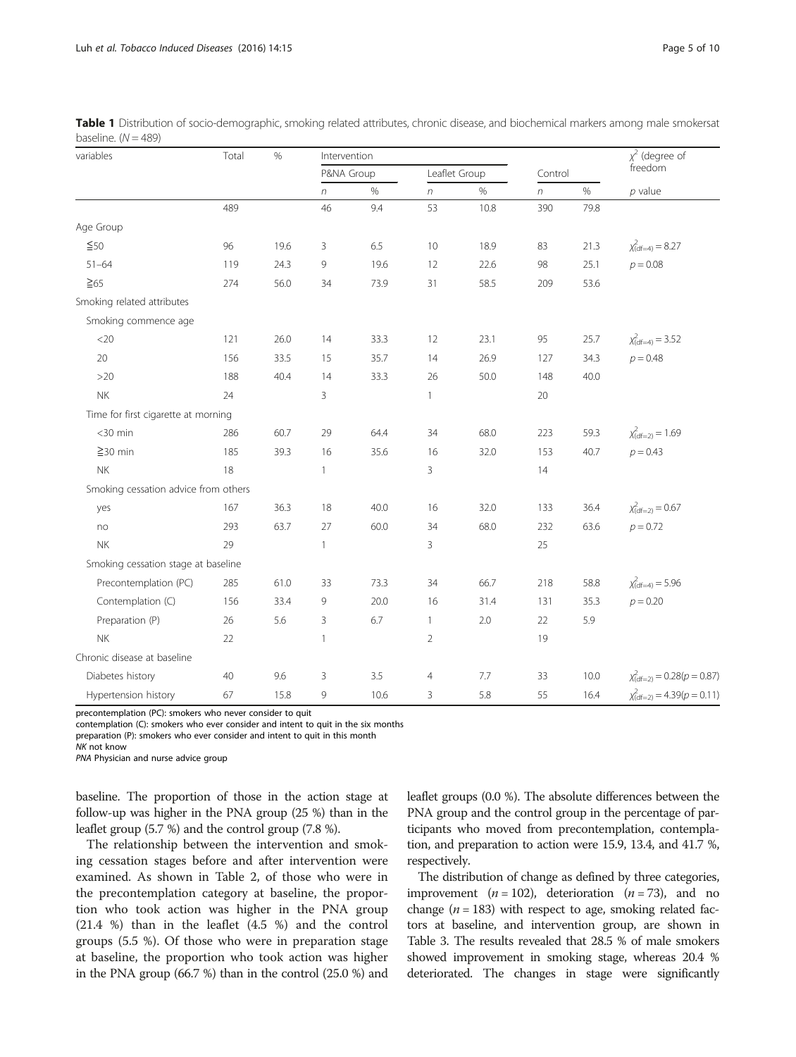**Table 1** Distribution of socio-demographic, smoking related attributes, chronic disease, and biochemical markers among male smokersat baseline. ($N = 489$)

| variables | Total | % | Intervention | | | | | | $\chi^2$ (degree of freedom |
|---|---|---|---|---|---|---|---|---|---|
| | | | P&NA Group | | Leaflet Group | | Control | | |
| | | | $n$ | % | $n$ | % | $n$ | % | $p$ value |
| | 489 | | 46 | 9.4 | 53 | 10.8 | 390 | 79.8 | |
| Age Group | | | | | | | | | |
| ≦50 | 96 | 19.6 | 3 | 6.5 | 10 | 18.9 | 83 | 21.3 | $\chi^2_{(df=4)} = 8.27$ |
| 51–64 | 119 | 24.3 | 9 | 19.6 | 12 | 22.6 | 98 | 25.1 | $p = 0.08$ |
| ≧65 | 274 | 56.0 | 34 | 73.9 | 31 | 58.5 | 209 | 53.6 | |
| Smoking related attributes | | | | | | | | | |
| Smoking commence age | | | | | | | | | |
| <20 | 121 | 26.0 | 14 | 33.3 | 12 | 23.1 | 95 | 25.7 | $\chi^2_{(df=4)} = 3.52$ |
| 20 | 156 | 33.5 | 15 | 35.7 | 14 | 26.9 | 127 | 34.3 | $p = 0.48$ |
| >20 | 188 | 40.4 | 14 | 33.3 | 26 | 50.0 | 148 | 40.0 | |
| NK | 24 | | 3 | | 1 | | 20 | | |
| Time for first cigarette at morning | | | | | | | | | |
| <30 min | 286 | 60.7 | 29 | 64.4 | 34 | 68.0 | 223 | 59.3 | $\chi^2_{(df=2)} = 1.69$ |
| ≧30 min | 185 | 39.3 | 16 | 35.6 | 16 | 32.0 | 153 | 40.7 | $p = 0.43$ |
| NK | 18 | | 1 | | 3 | | 14 | | |
| Smoking cessation advice from others | | | | | | | | | |
| yes | 167 | 36.3 | 18 | 40.0 | 16 | 32.0 | 133 | 36.4 | $\chi^2_{(df=2)} = 0.67$ |
| no | 293 | 63.7 | 27 | 60.0 | 34 | 68.0 | 232 | 63.6 | $p = 0.72$ |
| NK | 29 | | 1 | | 3 | | 25 | | |
| Smoking cessation stage at baseline | | | | | | | | | |
| Precontemplation (PC) | 285 | 61.0 | 33 | 73.3 | 34 | 66.7 | 218 | 58.8 | $\chi^2_{(df=4)} = 5.96$ |
| Contemplation (C) | 156 | 33.4 | 9 | 20.0 | 16 | 31.4 | 131 | 35.3 | $p = 0.20$ |
| Preparation (P) | 26 | 5.6 | 3 | 6.7 | 1 | 2.0 | 22 | 5.9 | |
| NK | 22 | | 1 | | 2 | | 19 | | |
| Chronic disease at baseline | | | | | | | | | |
| Diabetes history | 40 | 9.6 | 3 | 3.5 | 4 | 7.7 | 33 | 10.0 | $\chi^2_{(df=2)} = 0.28 (p = 0.87)$ |
| Hypertension history | 67 | 15.8 | 9 | 10.6 | 3 | 5.8 | 55 | 16.4 | $\chi^2_{(df=2)} = 4.39 (p = 0.11)$ |

precontemplation (PC): smokers who never consider to quit
contemplation (C): smokers who ever consider and intent to quit in the six months
preparation (P): smokers who ever consider and intent to quit in this month
*NK* not know
*PNA* Physician and nurse advice group

baseline. The proportion of those in the action stage at follow-up was higher in the PNA group (25 %) than in the leaflet group (5.7 %) and the control group (7.8 %).

The relationship between the intervention and smoking cessation stages before and after intervention were examined. As shown in Table 2, of those who were in the precontemplation category at baseline, the proportion who took action was higher in the PNA group (21.4 %) than in the leaflet (4.5 %) and the control groups (5.5 %). Of those who were in preparation stage at baseline, the proportion who took action was higher in the PNA group (66.7 %) than in the control (25.0 %) and leaflet groups (0.0 %). The absolute differences between the PNA group and the control group in the percentage of participants who moved from precontemplation, contemplation, and preparation to action were 15.9, 13.4, and 41.7 %, respectively.

The distribution of change as defined by three categories, improvement ($n = 102$), deterioration ($n = 73$), and no change ($n = 183$) with respect to age, smoking related factors at baseline, and intervention group, are shown in Table 3. The results revealed that 28.5 % of male smokers showed improvement in smoking stage, whereas 20.4 % deteriorated. The changes in stage were significantly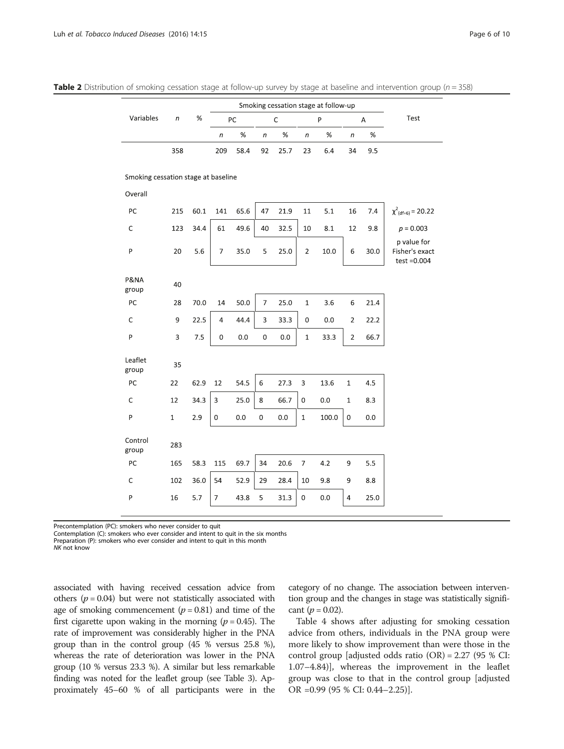**Table 2** Distribution of smoking cessation stage at follow-up survey by stage at baseline and intervention group ($n$ = 358)

| Variables | $n$ | % | Smoking cessation stage at follow-up | | | | | | | | Test |
|---|---|---|---|---|---|---|---|---|---|---|---|
| | | | PC | | C | | P | | A | | |
| | | | $n$ | % | $n$ | % | $n$ | % | $n$ | % | |
| | 358 | | 209 | 58.4 | 92 | 25.7 | 23 | 6.4 | 34 | 9.5 | |
| Smoking cessation stage at baseline | | | | | | | | | | | |
| Overall | | | | | | | | | | | |
| PC | 215 | 60.1 | 141 | 65.6 | 47 | 21.9 | 11 | 5.1 | 16 | 7.4 | $\chi^2_{(df=6)}$ = 20.22 |
| C | 123 | 34.4 | 61 | 49.6 | 40 | 32.5 | 10 | 8.1 | 12 | 9.8 | $p$ = 0.003 |
| P | 20 | 5.6 | 7 | 35.0 | 5 | 25.0 | 2 | 10.0 | 6 | 30.0 | p value for Fisher's exact test =0.004 |
| P&NA group | 40 | | | | | | | | | | |
| PC | 28 | 70.0 | 14 | 50.0 | 7 | 25.0 | 1 | 3.6 | 6 | 21.4 | |
| C | 9 | 22.5 | 4 | 44.4 | 3 | 33.3 | 0 | 0.0 | 2 | 22.2 | |
| P | 3 | 7.5 | 0 | 0.0 | 0 | 0.0 | 1 | 33.3 | 2 | 66.7 | |
| Leaflet group | 35 | | | | | | | | | | |
| PC | 22 | 62.9 | 12 | 54.5 | 6 | 27.3 | 3 | 13.6 | 1 | 4.5 | |
| C | 12 | 34.3 | 3 | 25.0 | 8 | 66.7 | 0 | 0.0 | 1 | 8.3 | |
| P | 1 | 2.9 | 0 | 0.0 | 0 | 0.0 | 1 | 100.0 | 0 | 0.0 | |
| Control group | 283 | | | | | | | | | | |
| PC | 165 | 58.3 | 115 | 69.7 | 34 | 20.6 | 7 | 4.2 | 9 | 5.5 | |
| C | 102 | 36.0 | 54 | 52.9 | 29 | 28.4 | 10 | 9.8 | 9 | 8.8 | |
| P | 16 | 5.7 | 7 | 43.8 | 5 | 31.3 | 0 | 0.0 | 4 | 25.0 | |

Precontemplation (PC): smokers who never consider to quit
Contemplation (C): smokers who ever consider and intent to quit in the six months
Preparation (P): smokers who ever consider and intent to quit in this month
*NK* not know

associated with having received cessation advice from others ($p = 0.04$) but were not statistically associated with age of smoking commencement ($p = 0.81$) and time of the first cigarette upon waking in the morning ($p = 0.45$). The rate of improvement was considerably higher in the PNA group than in the control group (45 % versus 25.8 %), whereas the rate of deterioration was lower in the PNA group (10 % versus 23.3 %). A similar but less remarkable finding was noted for the leaflet group (see Table 3). Approximately 45–60 % of all participants were in the category of no change. The association between intervention group and the changes in stage was statistically significant ($p = 0.02$).

Table 4 shows after adjusting for smoking cessation advice from others, individuals in the PNA group were more likely to show improvement than were those in the control group [adjusted odds ratio (OR) = 2.27 (95 % CI: 1.07–4.84)], whereas the improvement in the leaflet group was close to that in the control group [adjusted OR =0.99 (95 % CI: 0.44–2.25)].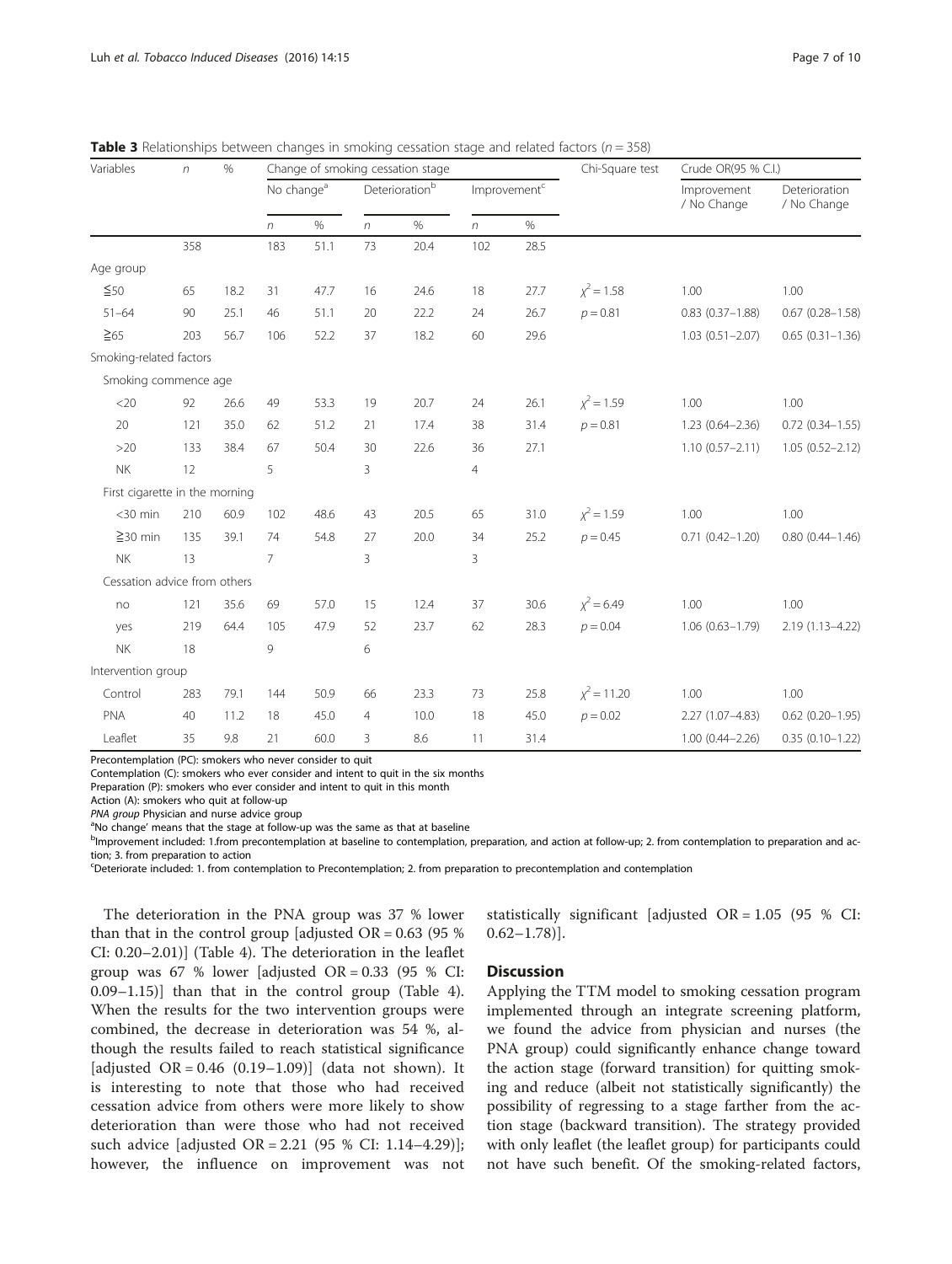**Table 3** Relationships between changes in smoking cessation stage and related factors ($n = 358$)

| Variables | n | % | Change of smoking cessation stage | | | | | | Chi-Square test | Crude OR(95 % C.I.) | |
|---|---|---|---|---|---|---|---|---|---|---|---|
| | | | No change[a] | | Deterioration[b] | | Improvement[c] | | | Improvement / No Change | Deterioration / No Change |
| | | | n | % | n | % | n | % | | | |
| | 358 | | 183 | 51.1 | 73 | 20.4 | 102 | 28.5 | | | |
| Age group | | | | | | | | | | | |
| ≦50 | 65 | 18.2 | 31 | 47.7 | 16 | 24.6 | 18 | 27.7 | $\chi^2 = 1.58$ | 1.00 | 1.00 |
| 51–64 | 90 | 25.1 | 46 | 51.1 | 20 | 22.2 | 24 | 26.7 | $p = 0.81$ | 0.83 (0.37–1.88) | 0.67 (0.28–1.58) |
| ≧65 | 203 | 56.7 | 106 | 52.2 | 37 | 18.2 | 60 | 29.6 | | 1.03 (0.51–2.07) | 0.65 (0.31–1.36) |
| Smoking-related factors | | | | | | | | | | | |
| Smoking commence age | | | | | | | | | | | |
| <20 | 92 | 26.6 | 49 | 53.3 | 19 | 20.7 | 24 | 26.1 | $\chi^2 = 1.59$ | 1.00 | 1.00 |
| 20 | 121 | 35.0 | 62 | 51.2 | 21 | 17.4 | 38 | 31.4 | $p = 0.81$ | 1.23 (0.64–2.36) | 0.72 (0.34–1.55) |
| >20 | 133 | 38.4 | 67 | 50.4 | 30 | 22.6 | 36 | 27.1 | | 1.10 (0.57–2.11) | 1.05 (0.52–2.12) |
| NK | 12 | | 5 | | 3 | | 4 | | | | |
| First cigarette in the morning | | | | | | | | | | | |
| <30 min | 210 | 60.9 | 102 | 48.6 | 43 | 20.5 | 65 | 31.0 | $\chi^2 = 1.59$ | 1.00 | 1.00 |
| ≧30 min | 135 | 39.1 | 74 | 54.8 | 27 | 20.0 | 34 | 25.2 | $p = 0.45$ | 0.71 (0.42–1.20) | 0.80 (0.44–1.46) |
| NK | 13 | | 7 | | 3 | | 3 | | | | |
| Cessation advice from others | | | | | | | | | | | |
| no | 121 | 35.6 | 69 | 57.0 | 15 | 12.4 | 37 | 30.6 | $\chi^2 = 6.49$ | 1.00 | 1.00 |
| yes | 219 | 64.4 | 105 | 47.9 | 52 | 23.7 | 62 | 28.3 | $p = 0.04$ | 1.06 (0.63–1.79) | 2.19 (1.13–4.22) |
| NK | 18 | | 9 | | 6 | | | | | | |
| Intervention group | | | | | | | | | | | |
| Control | 283 | 79.1 | 144 | 50.9 | 66 | 23.3 | 73 | 25.8 | $\chi^2 = 11.20$ | 1.00 | 1.00 |
| PNA | 40 | 11.2 | 18 | 45.0 | 4 | 10.0 | 18 | 45.0 | $p = 0.02$ | 2.27 (1.07–4.83) | 0.62 (0.20–1.95) |
| Leaflet | 35 | 9.8 | 21 | 60.0 | 3 | 8.6 | 11 | 31.4 | | 1.00 (0.44–2.26) | 0.35 (0.10–1.22) |

Precontemplation (PC): smokers who never consider to quit
Contemplation (C): smokers who ever consider and intent to quit in the six months
Preparation (P): smokers who ever consider and intent to quit in this month
Action (A): smokers who quit at follow-up
*PNA group* Physician and nurse advice group
[a]No change' means that the stage at follow-up was the same as that at baseline
[b]Improvement included: 1.from precontemplation at baseline to contemplation, preparation, and action at follow-up; 2. from contemplation to preparation and action; 3. from preparation to action
[c]Deteriorate included: 1. from contemplation to Precontemplation; 2. from preparation to precontemplation and contemplation

The deterioration in the PNA group was 37 % lower than that in the control group [adjusted OR = 0.63 (95 % CI: 0.20–2.01)] (Table 4). The deterioration in the leaflet group was 67 % lower [adjusted OR = 0.33 (95 % CI: 0.09–1.15)] than that in the control group (Table 4). When the results for the two intervention groups were combined, the decrease in deterioration was 54 %, although the results failed to reach statistical significance [adjusted OR = 0.46 (0.19–1.09)] (data not shown). It is interesting to note that those who had received cessation advice from others were more likely to show deterioration than were those who had not received such advice [adjusted OR = 2.21 (95 % CI: 1.14–4.29)]; however, the influence on improvement was not statistically significant [adjusted OR = 1.05 (95 % CI: 0.62–1.78)].

## Discussion

Applying the TTM model to smoking cessation program implemented through an integrate screening platform, we found the advice from physician and nurses (the PNA group) could significantly enhance change toward the action stage (forward transition) for quitting smoking and reduce (albeit not statistically significantly) the possibility of regressing to a stage farther from the action stage (backward transition). The strategy provided with only leaflet (the leaflet group) for participants could not have such benefit. Of the smoking-related factors,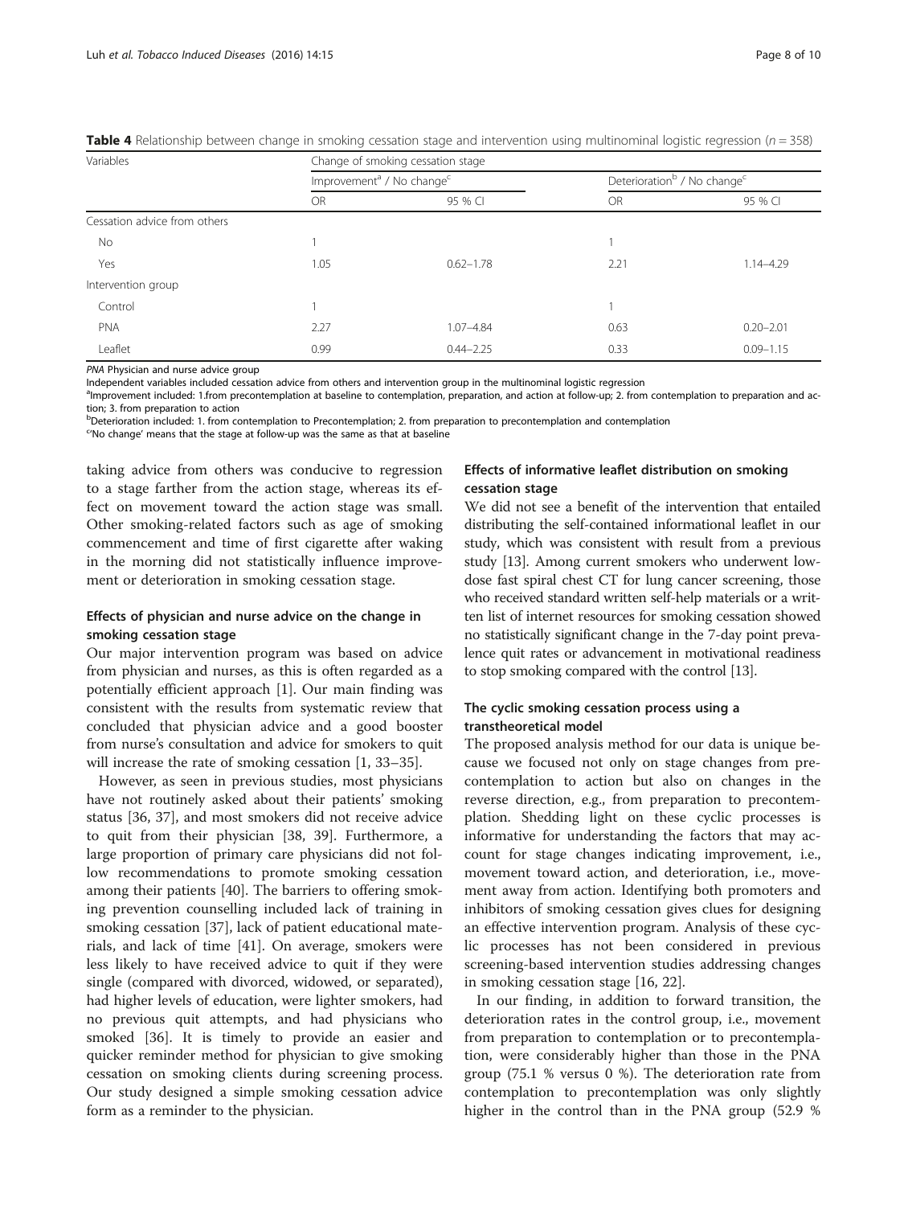**Table 4** Relationship between change in smoking cessation stage and intervention using multinominal logistic regression ($n = 358$)

| Variables | Change of smoking cessation stage | | | |
|---|---|---|---|---|
| | Improvement[a] / No change[c] | | Deterioration[b] / No change[c] | |
| | OR | 95 % CI | OR | 95 % CI |
| Cessation advice from others | | | | |
| No | 1 | | 1 | |
| Yes | 1.05 | 0.62–1.78 | 2.21 | 1.14–4.29 |
| Intervention group | | | | |
| Control | 1 | | 1 | |
| PNA | 2.27 | 1.07–4.84 | 0.63 | 0.20–2.01 |
| Leaflet | 0.99 | 0.44–2.25 | 0.33 | 0.09–1.15 |

*PNA* Physician and nurse advice group

Independent variables included cessation advice from others and intervention group in the multinominal logistic regression

[a]Improvement included: 1.from precontemplation at baseline to contemplation, preparation, and action at follow-up; 2. from contemplation to preparation and action; 3. from preparation to action

[b]Deterioration included: 1. from contemplation to Precontemplation; 2. from preparation to precontemplation and contemplation

[c]'No change' means that the stage at follow-up was the same as that at baseline

taking advice from others was conducive to regression to a stage farther from the action stage, whereas its effect on movement toward the action stage was small. Other smoking-related factors such as age of smoking commencement and time of first cigarette after waking in the morning did not statistically influence improvement or deterioration in smoking cessation stage.

### Effects of physician and nurse advice on the change in smoking cessation stage

Our major intervention program was based on advice from physician and nurses, as this is often regarded as a potentially efficient approach [1]. Our main finding was consistent with the results from systematic review that concluded that physician advice and a good booster from nurse's consultation and advice for smokers to quit will increase the rate of smoking cessation [1, 33–35].

However, as seen in previous studies, most physicians have not routinely asked about their patients' smoking status [36, 37], and most smokers did not receive advice to quit from their physician [38, 39]. Furthermore, a large proportion of primary care physicians did not follow recommendations to promote smoking cessation among their patients [40]. The barriers to offering smoking prevention counselling included lack of training in smoking cessation [37], lack of patient educational materials, and lack of time [41]. On average, smokers were less likely to have received advice to quit if they were single (compared with divorced, widowed, or separated), had higher levels of education, were lighter smokers, had no previous quit attempts, and had physicians who smoked [36]. It is timely to provide an easier and quicker reminder method for physician to give smoking cessation on smoking clients during screening process. Our study designed a simple smoking cessation advice form as a reminder to the physician.

### Effects of informative leaflet distribution on smoking cessation stage

We did not see a benefit of the intervention that entailed distributing the self-contained informational leaflet in our study, which was consistent with result from a previous study [13]. Among current smokers who underwent low-dose fast spiral chest CT for lung cancer screening, those who received standard written self-help materials or a written list of internet resources for smoking cessation showed no statistically significant change in the 7-day point prevalence quit rates or advancement in motivational readiness to stop smoking compared with the control [13].

### The cyclic smoking cessation process using a transtheoretical model

The proposed analysis method for our data is unique because we focused not only on stage changes from precontemplation to action but also on changes in the reverse direction, e.g., from preparation to precontemplation. Shedding light on these cyclic processes is informative for understanding the factors that may account for stage changes indicating improvement, i.e., movement toward action, and deterioration, i.e., movement away from action. Identifying both promoters and inhibitors of smoking cessation gives clues for designing an effective intervention program. Analysis of these cyclic processes has not been considered in previous screening-based intervention studies addressing changes in smoking cessation stage [16, 22].

In our finding, in addition to forward transition, the deterioration rates in the control group, i.e., movement from preparation to contemplation or to precontemplation, were considerably higher than those in the PNA group (75.1 % versus 0 %). The deterioration rate from contemplation to precontemplation was only slightly higher in the control than in the PNA group (52.9 %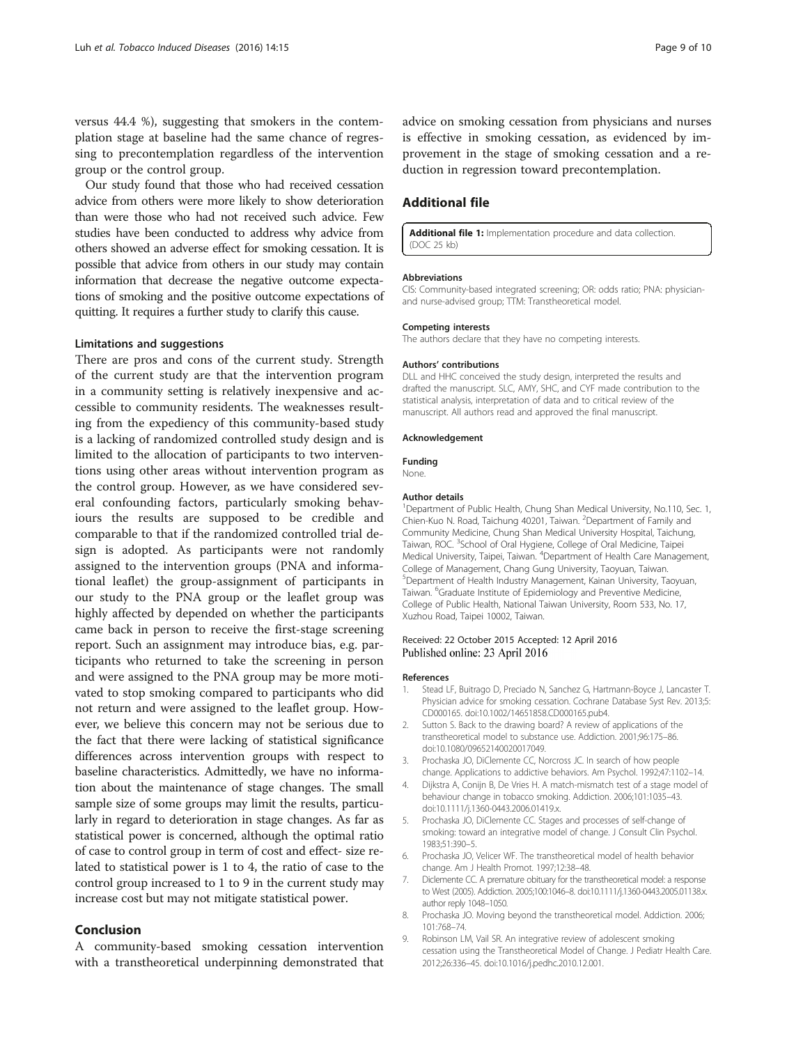versus 44.4 %), suggesting that smokers in the contemplation stage at baseline had the same chance of regressing to precontemplation regardless of the intervention group or the control group.

Our study found that those who had received cessation advice from others were more likely to show deterioration than were those who had not received such advice. Few studies have been conducted to address why advice from others showed an adverse effect for smoking cessation. It is possible that advice from others in our study may contain information that decrease the negative outcome expectations of smoking and the positive outcome expectations of quitting. It requires a further study to clarify this cause.

### Limitations and suggestions

There are pros and cons of the current study. Strength of the current study are that the intervention program in a community setting is relatively inexpensive and accessible to community residents. The weaknesses resulting from the expediency of this community-based study is a lacking of randomized controlled study design and is limited to the allocation of participants to two interventions using other areas without intervention program as the control group. However, as we have considered several confounding factors, particularly smoking behaviours the results are supposed to be credible and comparable to that if the randomized controlled trial design is adopted. As participants were not randomly assigned to the intervention groups (PNA and informational leaflet) the group-assignment of participants in our study to the PNA group or the leaflet group was highly affected by depended on whether the participants came back in person to receive the first-stage screening report. Such an assignment may introduce bias, e.g. participants who returned to take the screening in person and were assigned to the PNA group may be more motivated to stop smoking compared to participants who did not return and were assigned to the leaflet group. However, we believe this concern may not be serious due to the fact that there were lacking of statistical significance differences across intervention groups with respect to baseline characteristics. Admittedly, we have no information about the maintenance of stage changes. The small sample size of some groups may limit the results, particularly in regard to deterioration in stage changes. As far as statistical power is concerned, although the optimal ratio of case to control group in term of cost and effect- size related to statistical power is 1 to 4, the ratio of case to the control group increased to 1 to 9 in the current study may increase cost but may not mitigate statistical power.

## Conclusion

A community-based smoking cessation intervention with a transtheoretical underpinning demonstrated that advice on smoking cessation from physicians and nurses is effective in smoking cessation, as evidenced by improvement in the stage of smoking cessation and a reduction in regression toward precontemplation.

## Additional file

**Additional file 1:** Implementation procedure and data collection. (DOC 25 kb)

#### Abbreviations

CIS: Community-based integrated screening; OR: odds ratio; PNA: physician- and nurse-advised group; TTM: Transtheoretical model.

#### Competing interests

The authors declare that they have no competing interests.

#### Authors' contributions

DLL and HHC conceived the study design, interpreted the results and drafted the manuscript. SLC, AMY, SHC, and CYF made contribution to the statistical analysis, interpretation of data and to critical review of the manuscript. All authors read and approved the final manuscript.

#### Acknowledgement

#### Funding

None.

#### Author details

[1]Department of Public Health, Chung Shan Medical University, No.110, Sec. 1, Chien-Kuo N. Road, Taichung 40201, Taiwan. [2]Department of Family and Community Medicine, Chung Shan Medical University Hospital, Taichung, Taiwan, ROC. [3]School of Oral Hygiene, College of Oral Medicine, Taipei Medical University, Taipei, Taiwan. [4]Department of Health Care Management, College of Management, Chang Gung University, Taoyuan, Taiwan. [5]Department of Health Industry Management, Kainan University, Taoyuan, Taiwan. [6]Graduate Institute of Epidemiology and Preventive Medicine, College of Public Health, National Taiwan University, Room 533, No. 17, Xuzhou Road, Taipei 10002, Taiwan.

Received: 22 October 2015 Accepted: 12 April 2016
Published online: 23 April 2016

#### References

1. Stead LF, Buitrago D, Preciado N, Sanchez G, Hartmann-Boyce J, Lancaster T. Physician advice for smoking cessation. Cochrane Database Syst Rev. 2013;5:CD000165. doi:10.1002/14651858.CD000165.pub4.
2. Sutton S. Back to the drawing board? A review of applications of the transtheoretical model to substance use. Addiction. 2001;96:175–86. doi:10.1080/09652140020017049.
3. Prochaska JO, DiClemente CC, Norcross JC. In search of how people change. Applications to addictive behaviors. Am Psychol. 1992;47:1102–14.
4. Dijkstra A, Conijn B, De Vries H. A match-mismatch test of a stage model of behaviour change in tobacco smoking. Addiction. 2006;101:1035–43. doi:10.1111/j.1360-0443.2006.01419.x.
5. Prochaska JO, DiClemente CC. Stages and processes of self-change of smoking: toward an integrative model of change. J Consult Clin Psychol. 1983;51:390–5.
6. Prochaska JO, Velicer WF. The transtheoretical model of health behavior change. Am J Health Promot. 1997;12:38–48.
7. Diclemente CC. A premature obituary for the transtheoretical model: a response to West (2005). Addiction. 2005;100:1046–8. doi:10.1111/j.1360-0443.2005.01138.x. author reply 1048–1050.
8. Prochaska JO. Moving beyond the transtheoretical model. Addiction. 2006;101:768–74.
9. Robinson LM, Vail SR. An integrative review of adolescent smoking cessation using the Transtheoretical Model of Change. J Pediatr Health Care. 2012;26:336–45. doi:10.1016/j.pedhc.2010.12.001.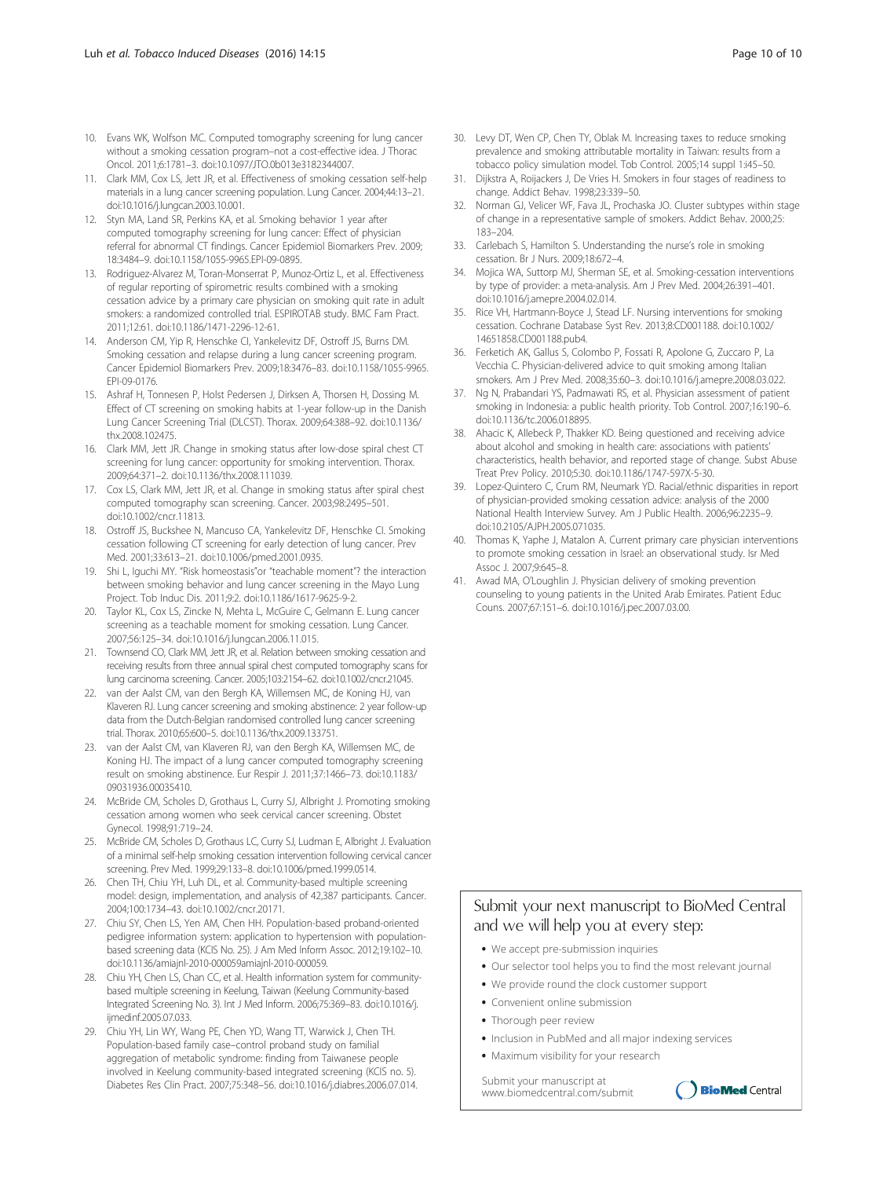10. Evans WK, Wolfson MC. Computed tomography screening for lung cancer without a smoking cessation program–not a cost-effective idea. J Thorac Oncol. 2011;6:1781–3. doi:10.1097/JTO.0b013e3182344007.
11. Clark MM, Cox LS, Jett JR, et al. Effectiveness of smoking cessation self-help materials in a lung cancer screening population. Lung Cancer. 2004;44:13–21. doi:10.1016/j.lungcan.2003.10.001.
12. Styn MA, Land SR, Perkins KA, et al. Smoking behavior 1 year after computed tomography screening for lung cancer: Effect of physician referral for abnormal CT findings. Cancer Epidemiol Biomarkers Prev. 2009; 18:3484–9. doi:10.1158/1055-9965.EPI-09-0895.
13. Rodriguez-Alvarez M, Toran-Monserrat P, Munoz-Ortiz L, et al. Effectiveness of regular reporting of spirometric results combined with a smoking cessation advice by a primary care physician on smoking quit rate in adult smokers: a randomized controlled trial. ESPIROTAB study. BMC Fam Pract. 2011;12:61. doi:10.1186/1471-2296-12-61.
14. Anderson CM, Yip R, Henschke CI, Yankelevitz DF, Ostroff JS, Burns DM. Smoking cessation and relapse during a lung cancer screening program. Cancer Epidemiol Biomarkers Prev. 2009;18:3476–83. doi:10.1158/1055-9965. EPI-09-0176.
15. Ashraf H, Tonnesen P, Holst Pedersen J, Dirksen A, Thorsen H, Dossing M. Effect of CT screening on smoking habits at 1-year follow-up in the Danish Lung Cancer Screening Trial (DLCST). Thorax. 2009;64:388–92. doi:10.1136/ thx.2008.102475.
16. Clark MM, Jett JR. Change in smoking status after low-dose spiral chest CT screening for lung cancer: opportunity for smoking intervention. Thorax. 2009;64:371–2. doi:10.1136/thx.2008.111039.
17. Cox LS, Clark MM, Jett JR, et al. Change in smoking status after spiral chest computed tomography scan screening. Cancer. 2003;98:2495–501. doi:10.1002/cncr.11813.
18. Ostroff JS, Buckshee N, Mancuso CA, Yankelevitz DF, Henschke CI. Smoking cessation following CT screening for early detection of lung cancer. Prev Med. 2001;33:613–21. doi:10.1006/pmed.2001.0935.
19. Shi L, Iguchi MY. "Risk homeostasis"or "teachable moment"? the interaction between smoking behavior and lung cancer screening in the Mayo Lung Project. Tob Induc Dis. 2011;9:2. doi:10.1186/1617-9625-9-2.
20. Taylor KL, Cox LS, Zincke N, Mehta L, McGuire C, Gelmann E. Lung cancer screening as a teachable moment for smoking cessation. Lung Cancer. 2007;56:125–34. doi:10.1016/j.lungcan.2006.11.015.
21. Townsend CO, Clark MM, Jett JR, et al. Relation between smoking cessation and receiving results from three annual spiral chest computed tomography scans for lung carcinoma screening. Cancer. 2005;103:2154–62. doi:10.1002/cncr.21045.
22. van der Aalst CM, van den Bergh KA, Willemsen MC, de Koning HJ, van Klaveren RJ. Lung cancer screening and smoking abstinence: 2 year follow-up data from the Dutch-Belgian randomised controlled lung cancer screening trial. Thorax. 2010;65:600–5. doi:10.1136/thx.2009.133751.
23. van der Aalst CM, van Klaveren RJ, van den Bergh KA, Willemsen MC, de Koning HJ. The impact of a lung cancer computed tomography screening result on smoking abstinence. Eur Respir J. 2011;37:1466–73. doi:10.1183/ 09031936.00035410.
24. McBride CM, Scholes D, Grothaus L, Curry SJ, Albright J. Promoting smoking cessation among women who seek cervical cancer screening. Obstet Gynecol. 1998;91:719–24.
25. McBride CM, Scholes D, Grothaus LC, Curry SJ, Ludman E, Albright J. Evaluation of a minimal self-help smoking cessation intervention following cervical cancer screening. Prev Med. 1999;29:133–8. doi:10.1006/pmed.1999.0514.
26. Chen TH, Chiu YH, Luh DL, et al. Community-based multiple screening model: design, implementation, and analysis of 42,387 participants. Cancer. 2004;100:1734–43. doi:10.1002/cncr.20171.
27. Chiu SY, Chen LS, Yen AM, Chen HH. Population-based proband-oriented pedigree information system: application to hypertension with population-based screening data (KCIS No. 25). J Am Med Inform Assoc. 2012;19:102–10. doi:10.1136/amiajnl-2010-000059amiajnl-2010-000059.
28. Chiu YH, Chen LS, Chan CC, et al. Health information system for community-based multiple screening in Keelung, Taiwan (Keelung Community-based Integrated Screening No. 3). Int J Med Inform. 2006;75:369–83. doi:10.1016/j. ijmedinf.2005.07.033.
29. Chiu YH, Lin WY, Wang PE, Chen YD, Wang TT, Warwick J, Chen TH. Population-based family case–control proband study on familial aggregation of metabolic syndrome: finding from Taiwanese people involved in Keelung community-based integrated screening (KCIS no. 5). Diabetes Res Clin Pract. 2007;75:348–56. doi:10.1016/j.diabres.2006.07.014.
30. Levy DT, Wen CP, Chen TY, Oblak M. Increasing taxes to reduce smoking prevalence and smoking attributable mortality in Taiwan: results from a tobacco policy simulation model. Tob Control. 2005;14 suppl 1:i45–50.
31. Dijkstra A, Roijackers J, De Vries H. Smokers in four stages of readiness to change. Addict Behav. 1998;23:339–50.
32. Norman GJ, Velicer WF, Fava JL, Prochaska JO. Cluster subtypes within stage of change in a representative sample of smokers. Addict Behav. 2000;25: 183–204.
33. Carlebach S, Hamilton S. Understanding the nurse's role in smoking cessation. Br J Nurs. 2009;18:672–4.
34. Mojica WA, Suttorp MJ, Sherman SE, et al. Smoking-cessation interventions by type of provider: a meta-analysis. Am J Prev Med. 2004;26:391–401. doi:10.1016/j.amepre.2004.02.014.
35. Rice VH, Hartmann-Boyce J, Stead LF. Nursing interventions for smoking cessation. Cochrane Database Syst Rev. 2013;8:CD001188. doi:10.1002/ 14651858.CD001188.pub4.
36. Ferketich AK, Gallus S, Colombo P, Fossati R, Apolone G, Zuccaro P, La Vecchia C. Physician-delivered advice to quit smoking among Italian smokers. Am J Prev Med. 2008;35:60–3. doi:10.1016/j.amepre.2008.03.022.
37. Ng N, Prabandari YS, Padmawati RS, et al. Physician assessment of patient smoking in Indonesia: a public health priority. Tob Control. 2007;16:190–6. doi:10.1136/tc.2006.018895.
38. Ahacic K, Allebeck P, Thakker KD. Being questioned and receiving advice about alcohol and smoking in health care: associations with patients' characteristics, health behavior, and reported stage of change. Subst Abuse Treat Prev Policy. 2010;5:30. doi:10.1186/1747-597X-5-30.
39. Lopez-Quintero C, Crum RM, Neumark YD. Racial/ethnic disparities in report of physician-provided smoking cessation advice: analysis of the 2000 National Health Interview Survey. Am J Public Health. 2006;96:2235–9. doi:10.2105/AJPH.2005.071035.
40. Thomas K, Yaphe J, Matalon A. Current primary care physician interventions to promote smoking cessation in Israel: an observational study. Isr Med Assoc J. 2007;9:645–8.
41. Awad MA, O'Loughlin J. Physician delivery of smoking prevention counseling to young patients in the United Arab Emirates. Patient Educ Couns. 2007;67:151–6. doi:10.1016/j.pec.2007.03.00.

## Submit your next manuscript to BioMed Central and we will help you at every step:

- We accept pre-submission inquiries
- Our selector tool helps you to find the most relevant journal
- We provide round the clock customer support
- Convenient online submission
- Thorough peer review
- Inclusion in PubMed and all major indexing services
- Maximum visibility for your research

Submit your manuscript at
www.biomedcentral.com/submit

BioMed Central